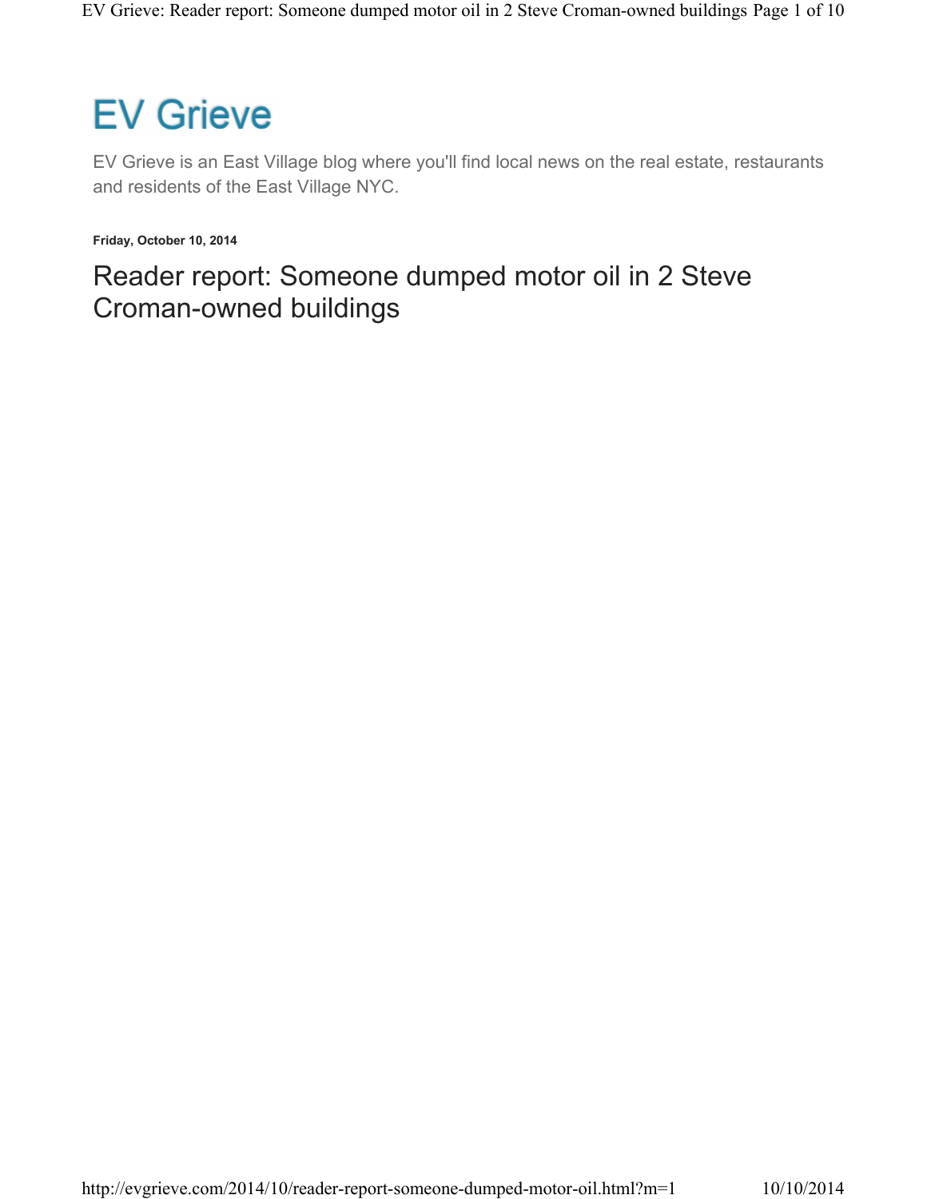# EV Grieve

EV Grieve is an East Village blog where you'll find local news on the real estate, restaurants and residents of the East Village NYC.

**Friday, October 10, 2014**

## Reader report: Someone dumped motor oil in 2 Steve Croman-owned buildings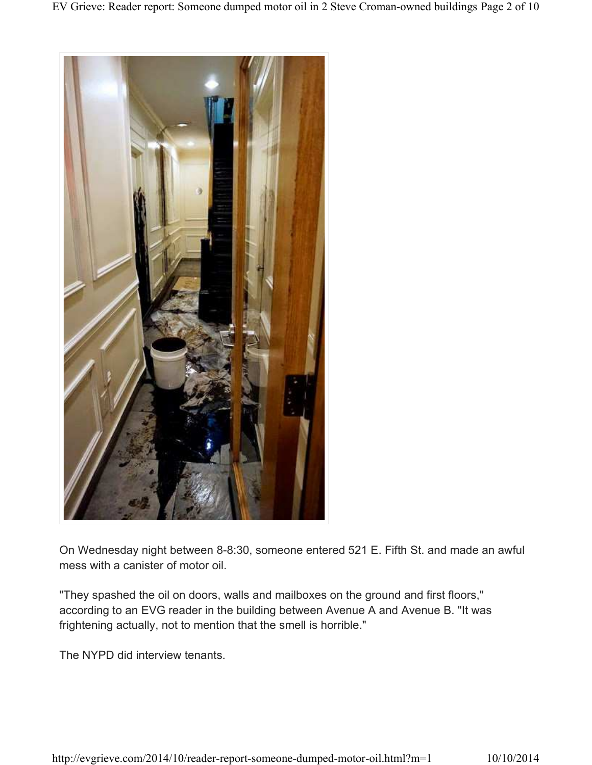On Wednesday night between 8-8:30, someone entered 521 E. Fifth St. and made an awful mess with a canister of motor oil.

"They spashed the oil on doors, walls and mailboxes on the ground and first floors," according to an EVG reader in the building between Avenue A and Avenue B. "It was frightening actually, not to mention that the smell is horrible."

The NYPD did interview tenants.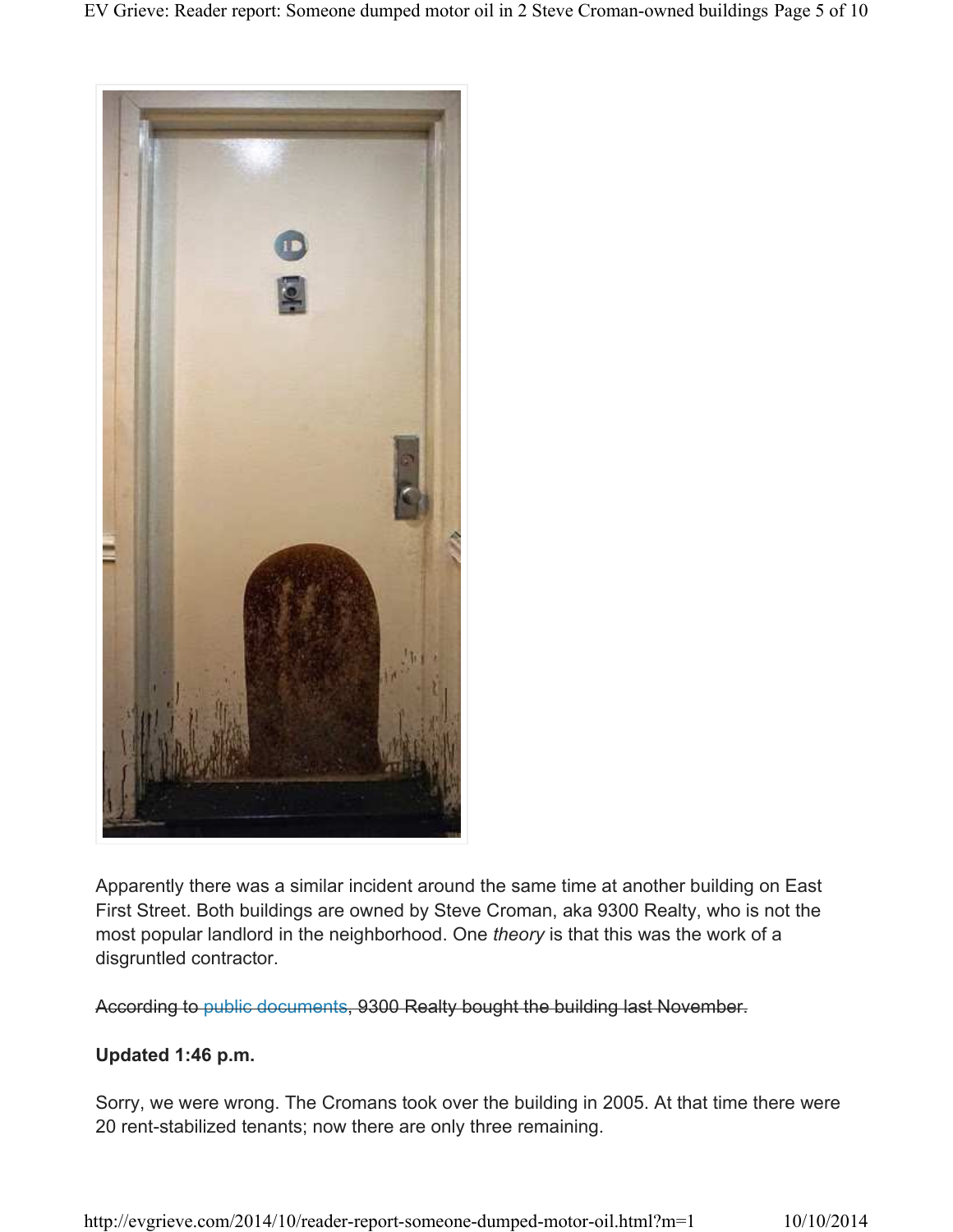Apparently there was a similar incident around the same time at another building on East First Street. Both buildings are owned by Steve Croman, aka 9300 Realty, who is not the most popular landlord in the neighborhood. One *theory* is that this was the work of a disgruntled contractor.

~~According to public documents, 9300 Realty bought the building last November.~~

**Updated 1:46 p.m.**

Sorry, we were wrong. The Cromans took over the building in 2005. At that time there were 20 rent-stabilized tenants; now there are only three remaining.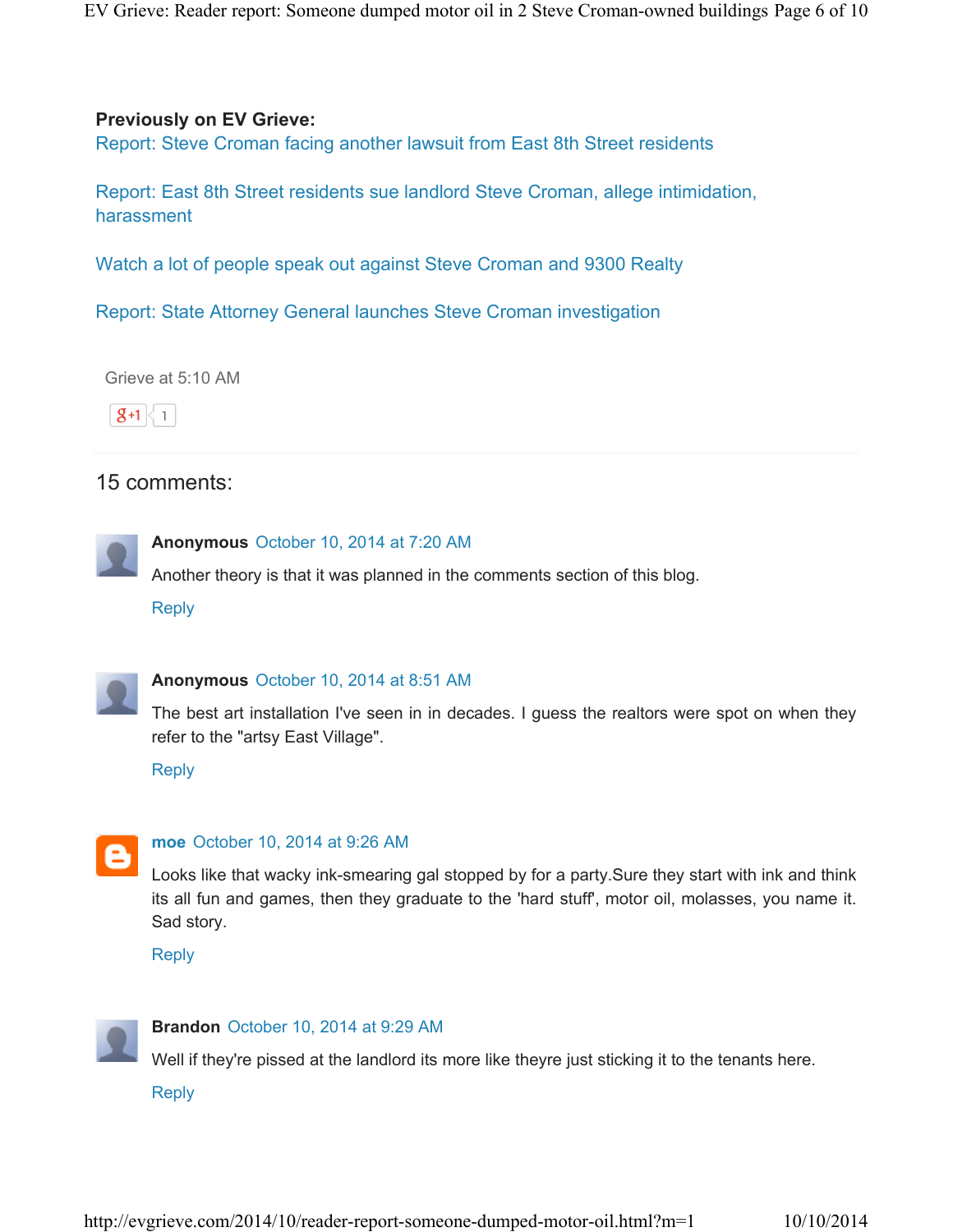**Previously on EV Grieve:**

Report: Steve Croman facing another lawsuit from East 8th Street residents

Report: East 8th Street residents sue landlord Steve Croman, allege intimidation, harassment

Watch a lot of people speak out against Steve Croman and 9300 Realty

Report: State Attorney General launches Steve Croman investigation

Grieve at 5:10 AM

+1 1

## 15 comments:

**Anonymous** October 10, 2014 at 7:20 AM

Another theory is that it was planned in the comments section of this blog.

Reply

**Anonymous** October 10, 2014 at 8:51 AM

The best art installation I've seen in in decades. I guess the realtors were spot on when they refer to the "artsy East Village".

Reply

**moe** October 10, 2014 at 9:26 AM

Looks like that wacky ink-smearing gal stopped by for a party.Sure they start with ink and think its all fun and games, then they graduate to the 'hard stuff', motor oil, molasses, you name it. Sad story.

Reply

**Brandon** October 10, 2014 at 9:29 AM

Well if they're pissed at the landlord its more like theyre just sticking it to the tenants here.

Reply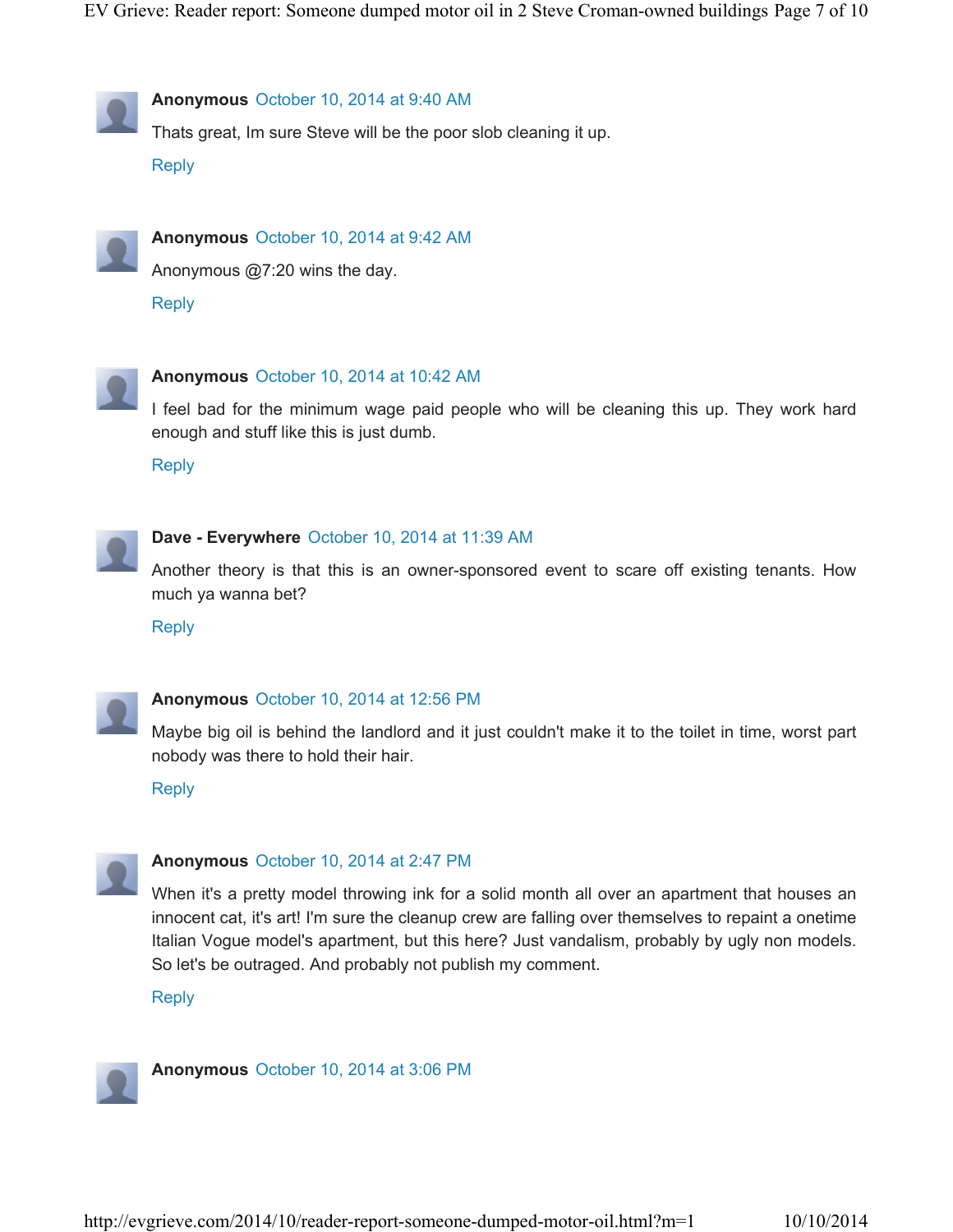**Anonymous** October 10, 2014 at 9:40 AM

Thats great, Im sure Steve will be the poor slob cleaning it up.

Reply

**Anonymous** October 10, 2014 at 9:42 AM

Anonymous @7:20 wins the day.

Reply

**Anonymous** October 10, 2014 at 10:42 AM

I feel bad for the minimum wage paid people who will be cleaning this up. They work hard enough and stuff like this is just dumb.

Reply

**Dave - Everywhere** October 10, 2014 at 11:39 AM

Another theory is that this is an owner-sponsored event to scare off existing tenants. How much ya wanna bet?

Reply

**Anonymous** October 10, 2014 at 12:56 PM

Maybe big oil is behind the landlord and it just couldn't make it to the toilet in time, worst part nobody was there to hold their hair.

Reply

**Anonymous** October 10, 2014 at 2:47 PM

When it's a pretty model throwing ink for a solid month all over an apartment that houses an innocent cat, it's art! I'm sure the cleanup crew are falling over themselves to repaint a onetime Italian Vogue model's apartment, but this here? Just vandalism, probably by ugly non models. So let's be outraged. And probably not publish my comment.

Reply

**Anonymous** October 10, 2014 at 3:06 PM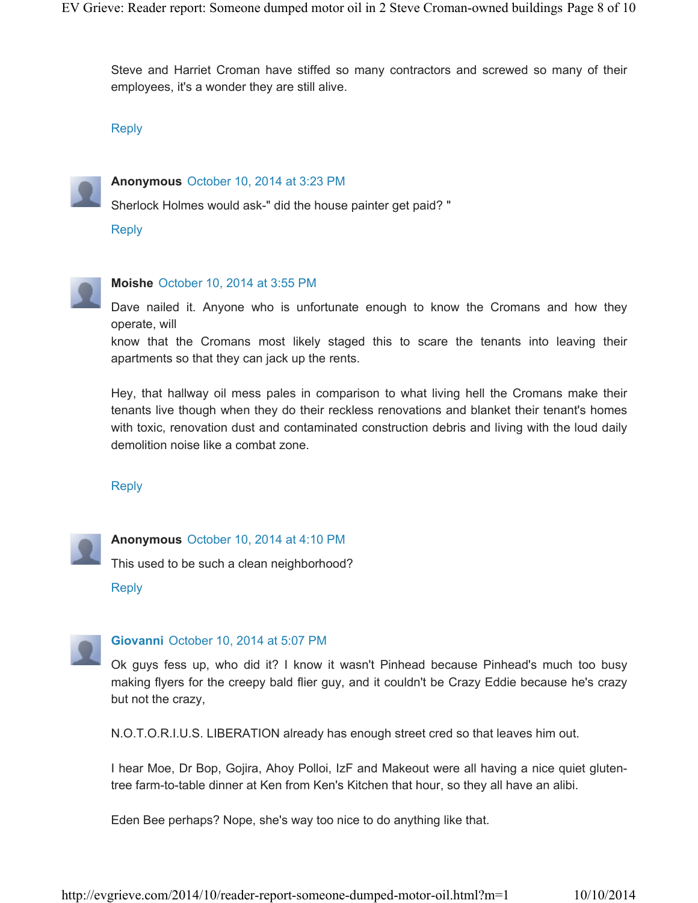Steve and Harriet Croman have stiffed so many contractors and screwed so many of their employees, it's a wonder they are still alive.

Reply

**Anonymous** October 10, 2014 at 3:23 PM

Sherlock Holmes would ask-" did the house painter get paid? "

Reply

**Moishe** October 10, 2014 at 3:55 PM

Dave nailed it. Anyone who is unfortunate enough to know the Cromans and how they operate, will
know that the Cromans most likely staged this to scare the tenants into leaving their apartments so that they can jack up the rents.

Hey, that hallway oil mess pales in comparison to what living hell the Cromans make their tenants live though when they do their reckless renovations and blanket their tenant's homes with toxic, renovation dust and contaminated construction debris and living with the loud daily demolition noise like a combat zone.

Reply

**Anonymous** October 10, 2014 at 4:10 PM

This used to be such a clean neighborhood?

Reply

**Giovanni** October 10, 2014 at 5:07 PM

Ok guys fess up, who did it? I know it wasn't Pinhead because Pinhead's much too busy making flyers for the creepy bald flier guy, and it couldn't be Crazy Eddie because he's crazy but not the crazy,

N.O.T.O.R.I.U.S. LIBERATION already has enough street cred so that leaves him out.

I hear Moe, Dr Bop, Gojira, Ahoy Polloi, IzF and Makeout were all having a nice quiet gluten-tree farm-to-table dinner at Ken from Ken's Kitchen that hour, so they all have an alibi.

Eden Bee perhaps? Nope, she's way too nice to do anything like that.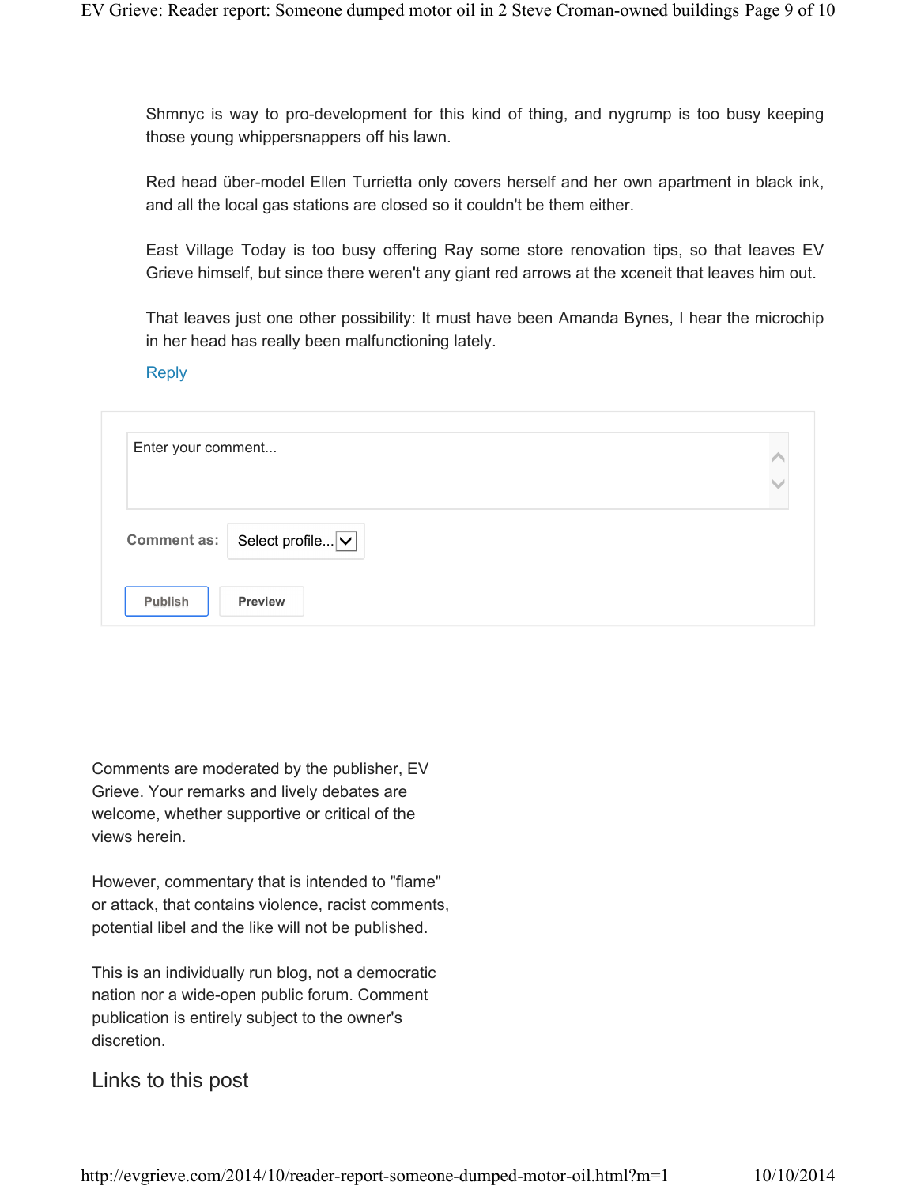Shmnyc is way to pro-development for this kind of thing, and nygrump is too busy keeping those young whippersnappers off his lawn.

Red head über-model Ellen Turrietta only covers herself and her own apartment in black ink, and all the local gas stations are closed so it couldn't be them either.

East Village Today is too busy offering Ray some store renovation tips, so that leaves EV Grieve himself, but since there weren't any giant red arrows at the xceneit that leaves him out.

That leaves just one other possibility: It must have been Amanda Bynes, I hear the microchip in her head has really been malfunctioning lately.

Reply

Enter your comment...

**Comment as:** Select profile...

Publish Preview

Comments are moderated by the publisher, EV Grieve. Your remarks and lively debates are welcome, whether supportive or critical of the views herein.

However, commentary that is intended to "flame" or attack, that contains violence, racist comments, potential libel and the like will not be published.

This is an individually run blog, not a democratic nation nor a wide-open public forum. Comment publication is entirely subject to the owner's discretion.

## Links to this post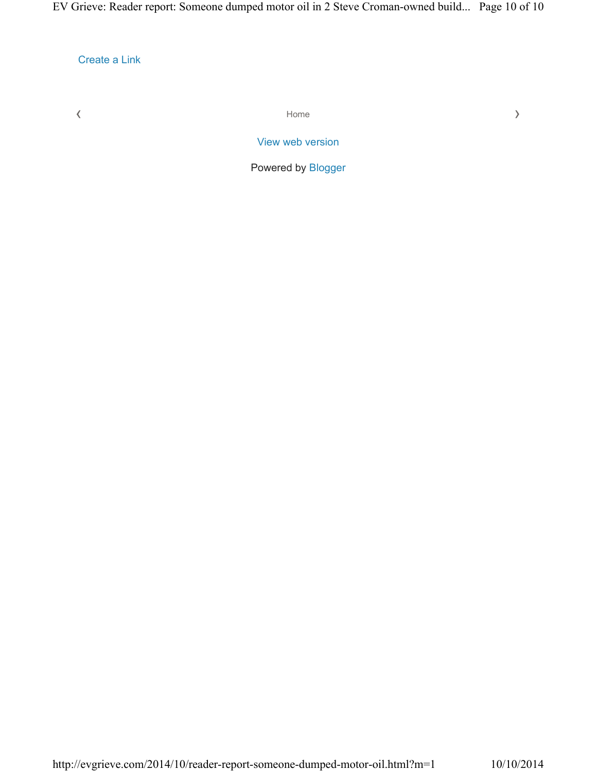Create a Link

‹ Home ›

View web version

Powered by Blogger